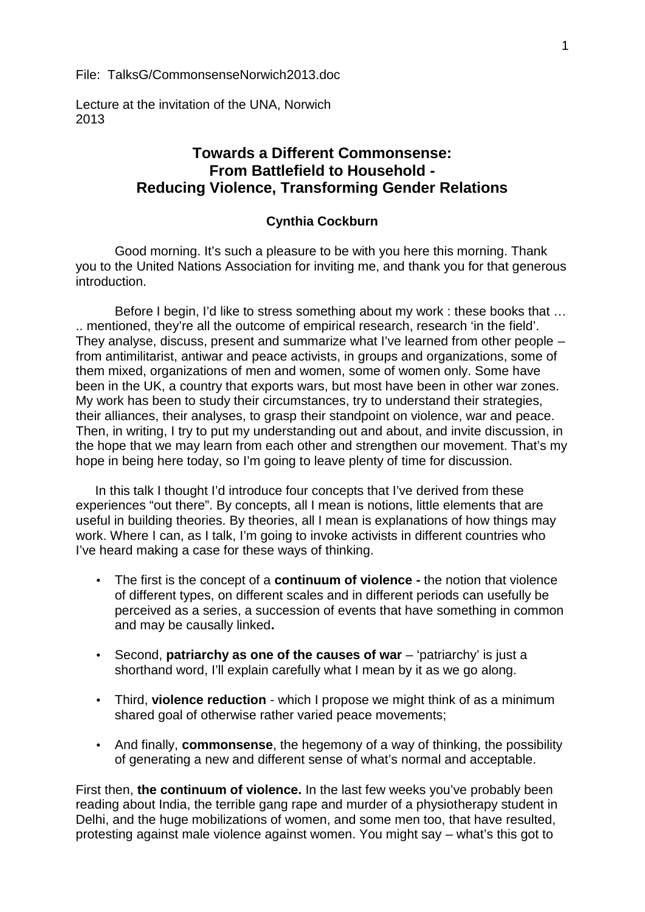File: TalksG/CommonsenseNorwich2013.doc

Lecture at the invitation of the UNA, Norwich
2013

# Towards a Different Commonsense: From Battlefield to Household - Reducing Violence, Transforming Gender Relations

**Cynthia Cockburn**

Good morning. It's such a pleasure to be with you here this morning. Thank you to the United Nations Association for inviting me, and thank you for that generous introduction.

Before I begin, I'd like to stress something about my work : these books that … .. mentioned, they're all the outcome of empirical research, research 'in the field'. They analyse, discuss, present and summarize what I've learned from other people – from antimilitarist, antiwar and peace activists, in groups and organizations, some of them mixed, organizations of men and women, some of women only. Some have been in the UK, a country that exports wars, but most have been in other war zones. My work has been to study their circumstances, try to understand their strategies, their alliances, their analyses, to grasp their standpoint on violence, war and peace. Then, in writing, I try to put my understanding out and about, and invite discussion, in the hope that we may learn from each other and strengthen our movement. That's my hope in being here today, so I'm going to leave plenty of time for discussion.

In this talk I thought I'd introduce four concepts that I've derived from these experiences "out there". By concepts, all I mean is notions, little elements that are useful in building theories. By theories, all I mean is explanations of how things may work. Where I can, as I talk, I'm going to invoke activists in different countries who I've heard making a case for these ways of thinking.

- The first is the concept of a **continuum of violence -** the notion that violence of different types, on different scales and in different periods can usefully be perceived as a series, a succession of events that have something in common and may be causally linked**.**
- Second, **patriarchy as one of the causes of war** – 'patriarchy' is just a shorthand word, I'll explain carefully what I mean by it as we go along.
- Third, **violence reduction** - which I propose we might think of as a minimum shared goal of otherwise rather varied peace movements;
- And finally, **commonsense**, the hegemony of a way of thinking, the possibility of generating a new and different sense of what's normal and acceptable.

First then, **the continuum of violence.** In the last few weeks you've probably been reading about India, the terrible gang rape and murder of a physiotherapy student in Delhi, and the huge mobilizations of women, and some men too, that have resulted, protesting against male violence against women. You might say – what's this got to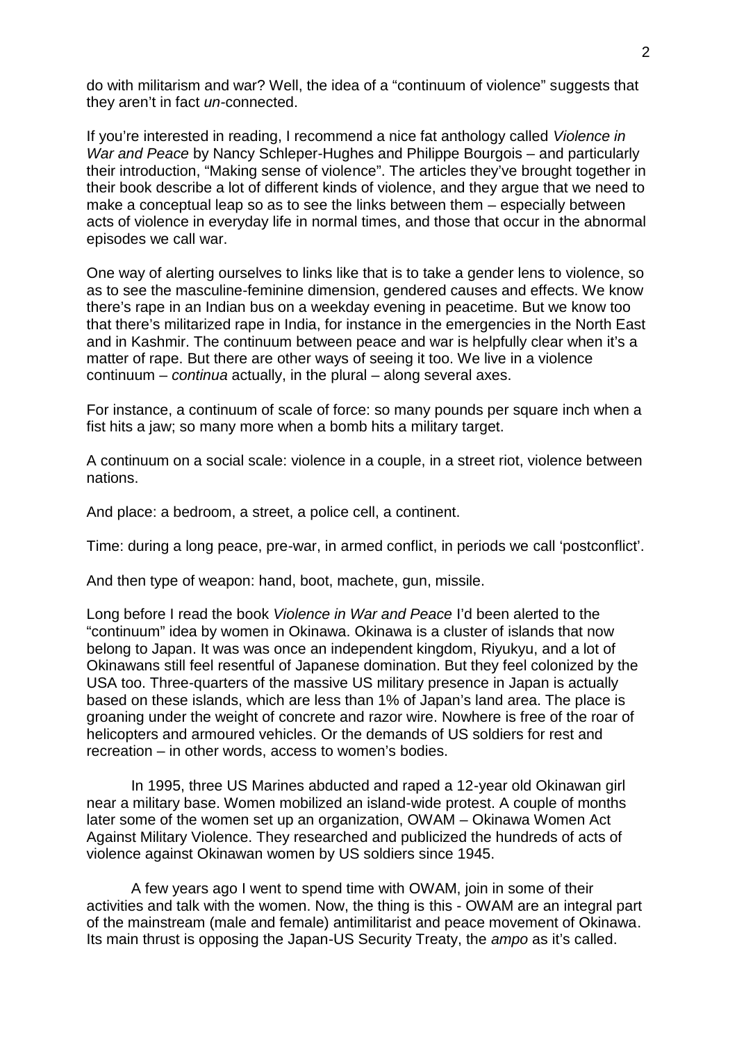do with militarism and war? Well, the idea of a "continuum of violence" suggests that they aren't in fact *un*-connected.

If you're interested in reading, I recommend a nice fat anthology called *Violence in War and Peace* by Nancy Schleper-Hughes and Philippe Bourgois – and particularly their introduction, "Making sense of violence". The articles they've brought together in their book describe a lot of different kinds of violence, and they argue that we need to make a conceptual leap so as to see the links between them – especially between acts of violence in everyday life in normal times, and those that occur in the abnormal episodes we call war.

One way of alerting ourselves to links like that is to take a gender lens to violence, so as to see the masculine-feminine dimension, gendered causes and effects. We know there's rape in an Indian bus on a weekday evening in peacetime. But we know too that there's militarized rape in India, for instance in the emergencies in the North East and in Kashmir. The continuum between peace and war is helpfully clear when it's a matter of rape. But there are other ways of seeing it too. We live in a violence continuum – *continua* actually, in the plural – along several axes.

For instance, a continuum of scale of force: so many pounds per square inch when a fist hits a jaw; so many more when a bomb hits a military target.

A continuum on a social scale: violence in a couple, in a street riot, violence between nations.

And place: a bedroom, a street, a police cell, a continent.

Time: during a long peace, pre-war, in armed conflict, in periods we call 'postconflict'.

And then type of weapon: hand, boot, machete, gun, missile.

Long before I read the book *Violence in War and Peace* I'd been alerted to the "continuum" idea by women in Okinawa. Okinawa is a cluster of islands that now belong to Japan. It was was once an independent kingdom, Riyukyu, and a lot of Okinawans still feel resentful of Japanese domination. But they feel colonized by the USA too. Three-quarters of the massive US military presence in Japan is actually based on these islands, which are less than 1% of Japan's land area. The place is groaning under the weight of concrete and razor wire. Nowhere is free of the roar of helicopters and armoured vehicles. Or the demands of US soldiers for rest and recreation – in other words, access to women's bodies.

In 1995, three US Marines abducted and raped a 12-year old Okinawan girl near a military base. Women mobilized an island-wide protest. A couple of months later some of the women set up an organization, OWAM – Okinawa Women Act Against Military Violence. They researched and publicized the hundreds of acts of violence against Okinawan women by US soldiers since 1945.

A few years ago I went to spend time with OWAM, join in some of their activities and talk with the women. Now, the thing is this - OWAM are an integral part of the mainstream (male and female) antimilitarist and peace movement of Okinawa. Its main thrust is opposing the Japan-US Security Treaty, the *ampo* as it's called.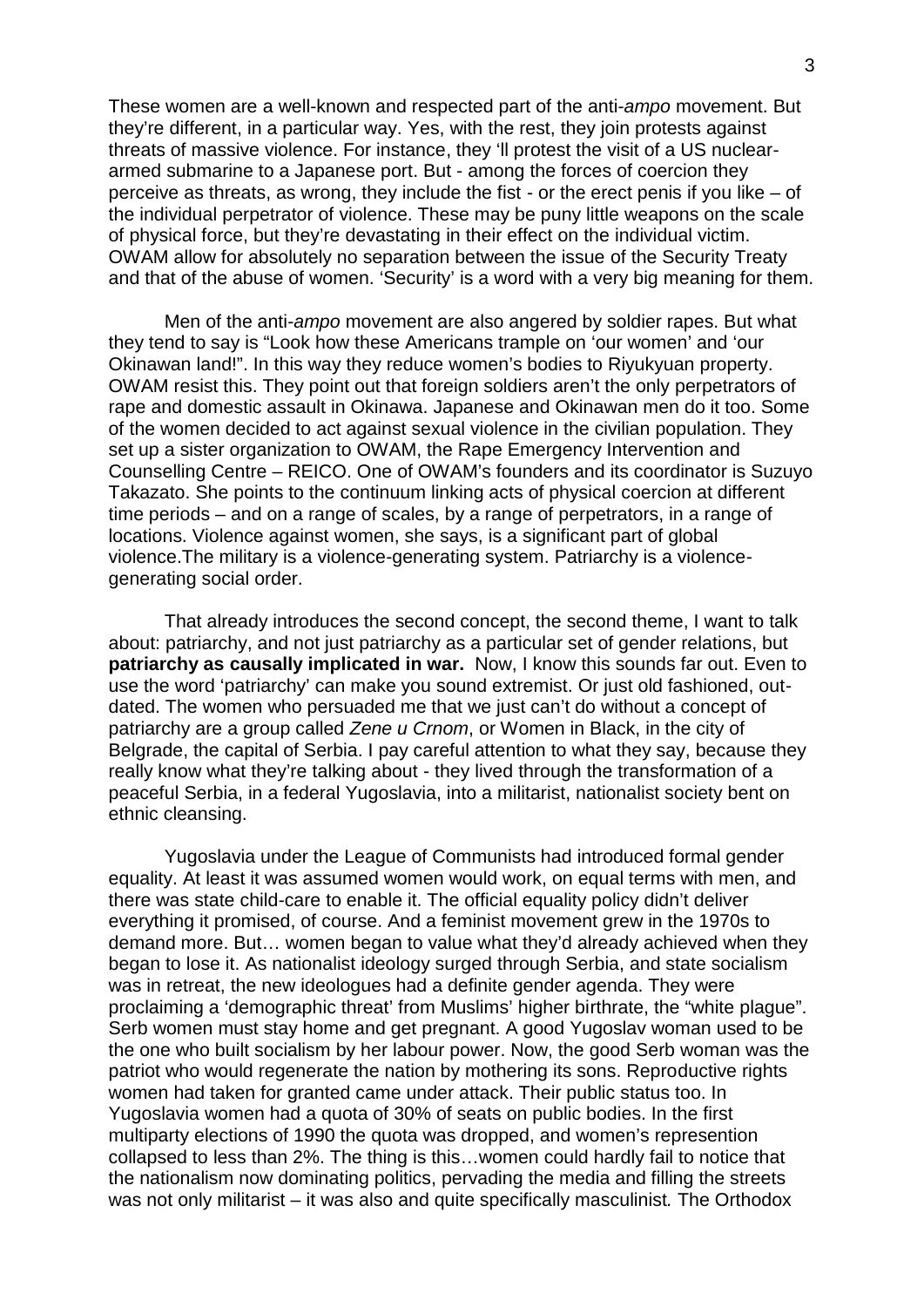These women are a well-known and respected part of the anti-*ampo* movement. But they're different, in a particular way. Yes, with the rest, they join protests against threats of massive violence. For instance, they 'll protest the visit of a US nuclear-armed submarine to a Japanese port. But - among the forces of coercion they perceive as threats, as wrong, they include the fist - or the erect penis if you like – of the individual perpetrator of violence. These may be puny little weapons on the scale of physical force, but they're devastating in their effect on the individual victim. OWAM allow for absolutely no separation between the issue of the Security Treaty and that of the abuse of women. 'Security' is a word with a very big meaning for them.

Men of the anti-*ampo* movement are also angered by soldier rapes. But what they tend to say is "Look how these Americans trample on 'our women' and 'our Okinawan land!". In this way they reduce women's bodies to Riyukyuan property. OWAM resist this. They point out that foreign soldiers aren't the only perpetrators of rape and domestic assault in Okinawa. Japanese and Okinawan men do it too. Some of the women decided to act against sexual violence in the civilian population. They set up a sister organization to OWAM, the Rape Emergency Intervention and Counselling Centre – REICO. One of OWAM's founders and its coordinator is Suzuyo Takazato. She points to the continuum linking acts of physical coercion at different time periods – and on a range of scales, by a range of perpetrators, in a range of locations. Violence against women, she says, is a significant part of global violence.The military is a violence-generating system. Patriarchy is a violence-generating social order.

That already introduces the second concept, the second theme, I want to talk about: patriarchy, and not just patriarchy as a particular set of gender relations, but **patriarchy as causally implicated in war.** Now, I know this sounds far out. Even to use the word 'patriarchy' can make you sound extremist. Or just old fashioned, out-dated. The women who persuaded me that we just can't do without a concept of patriarchy are a group called *Zene u Crnom*, or Women in Black, in the city of Belgrade, the capital of Serbia. I pay careful attention to what they say, because they really know what they're talking about - they lived through the transformation of a peaceful Serbia, in a federal Yugoslavia, into a militarist, nationalist society bent on ethnic cleansing.

Yugoslavia under the League of Communists had introduced formal gender equality. At least it was assumed women would work, on equal terms with men, and there was state child-care to enable it. The official equality policy didn't deliver everything it promised, of course. And a feminist movement grew in the 1970s to demand more. But… women began to value what they'd already achieved when they began to lose it. As nationalist ideology surged through Serbia, and state socialism was in retreat, the new ideologues had a definite gender agenda. They were proclaiming a 'demographic threat' from Muslims' higher birthrate, the "white plague". Serb women must stay home and get pregnant. A good Yugoslav woman used to be the one who built socialism by her labour power. Now, the good Serb woman was the patriot who would regenerate the nation by mothering its sons. Reproductive rights women had taken for granted came under attack. Their public status too. In Yugoslavia women had a quota of 30% of seats on public bodies. In the first multiparty elections of 1990 the quota was dropped, and women's represention collapsed to less than 2%. The thing is this…women could hardly fail to notice that the nationalism now dominating politics, pervading the media and filling the streets was not only militarist – it was also and quite specifically masculinist*.* The Orthodox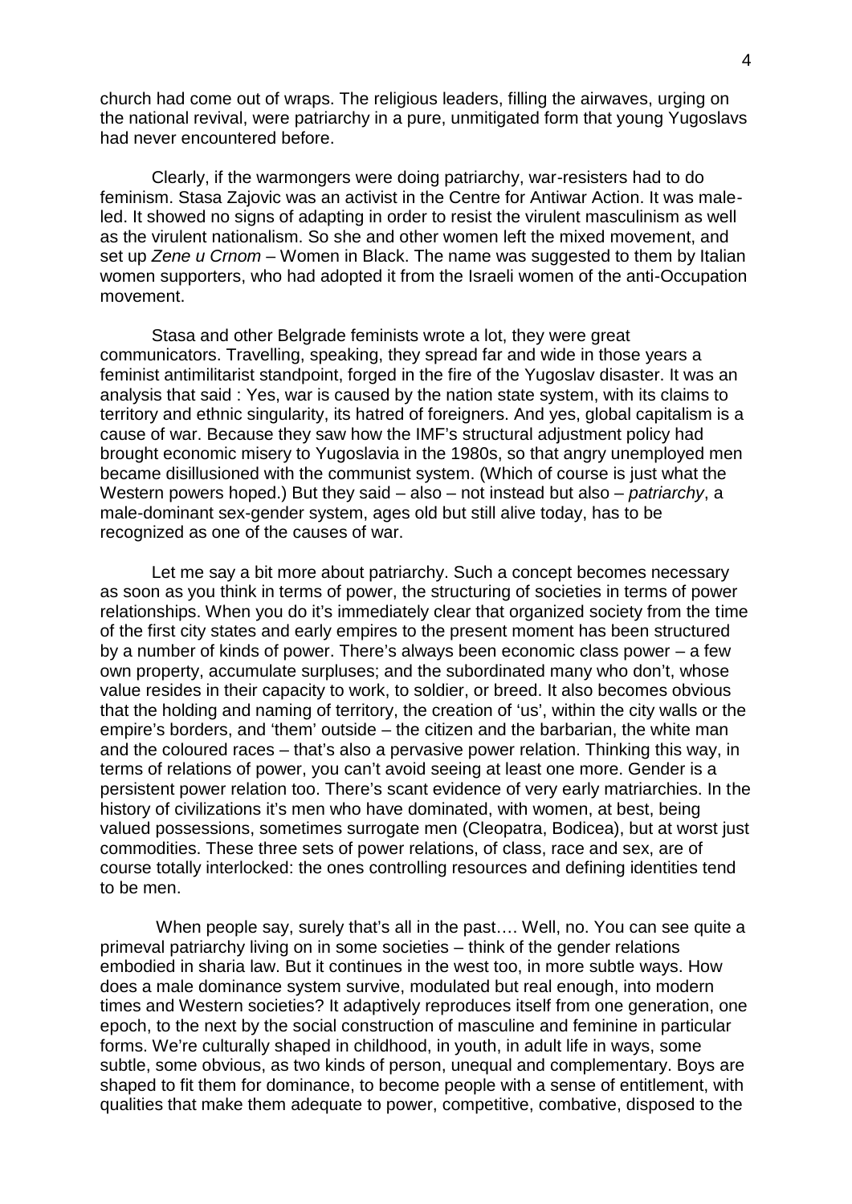church had come out of wraps. The religious leaders, filling the airwaves, urging on the national revival, were patriarchy in a pure, unmitigated form that young Yugoslavs had never encountered before.

Clearly, if the warmongers were doing patriarchy, war-resisters had to do feminism. Stasa Zajovic was an activist in the Centre for Antiwar Action. It was male-led. It showed no signs of adapting in order to resist the virulent masculinism as well as the virulent nationalism. So she and other women left the mixed movement, and set up *Zene u Crnom* – Women in Black. The name was suggested to them by Italian women supporters, who had adopted it from the Israeli women of the anti-Occupation movement.

Stasa and other Belgrade feminists wrote a lot, they were great communicators. Travelling, speaking, they spread far and wide in those years a feminist antimilitarist standpoint, forged in the fire of the Yugoslav disaster. It was an analysis that said : Yes, war is caused by the nation state system, with its claims to territory and ethnic singularity, its hatred of foreigners. And yes, global capitalism is a cause of war. Because they saw how the IMF's structural adjustment policy had brought economic misery to Yugoslavia in the 1980s, so that angry unemployed men became disillusioned with the communist system. (Which of course is just what the Western powers hoped.) But they said – also – not instead but also – *patriarchy*, a male-dominant sex-gender system, ages old but still alive today, has to be recognized as one of the causes of war.

Let me say a bit more about patriarchy. Such a concept becomes necessary as soon as you think in terms of power, the structuring of societies in terms of power relationships. When you do it's immediately clear that organized society from the time of the first city states and early empires to the present moment has been structured by a number of kinds of power. There's always been economic class power – a few own property, accumulate surpluses; and the subordinated many who don't, whose value resides in their capacity to work, to soldier, or breed. It also becomes obvious that the holding and naming of territory, the creation of 'us', within the city walls or the empire's borders, and 'them' outside – the citizen and the barbarian, the white man and the coloured races – that's also a pervasive power relation. Thinking this way, in terms of relations of power, you can't avoid seeing at least one more. Gender is a persistent power relation too. There's scant evidence of very early matriarchies. In the history of civilizations it's men who have dominated, with women, at best, being valued possessions, sometimes surrogate men (Cleopatra, Bodicea), but at worst just commodities. These three sets of power relations, of class, race and sex, are of course totally interlocked: the ones controlling resources and defining identities tend to be men.

When people say, surely that's all in the past…. Well, no. You can see quite a primeval patriarchy living on in some societies – think of the gender relations embodied in sharia law. But it continues in the west too, in more subtle ways. How does a male dominance system survive, modulated but real enough, into modern times and Western societies? It adaptively reproduces itself from one generation, one epoch, to the next by the social construction of masculine and feminine in particular forms. We're culturally shaped in childhood, in youth, in adult life in ways, some subtle, some obvious, as two kinds of person, unequal and complementary. Boys are shaped to fit them for dominance, to become people with a sense of entitlement, with qualities that make them adequate to power, competitive, combative, disposed to the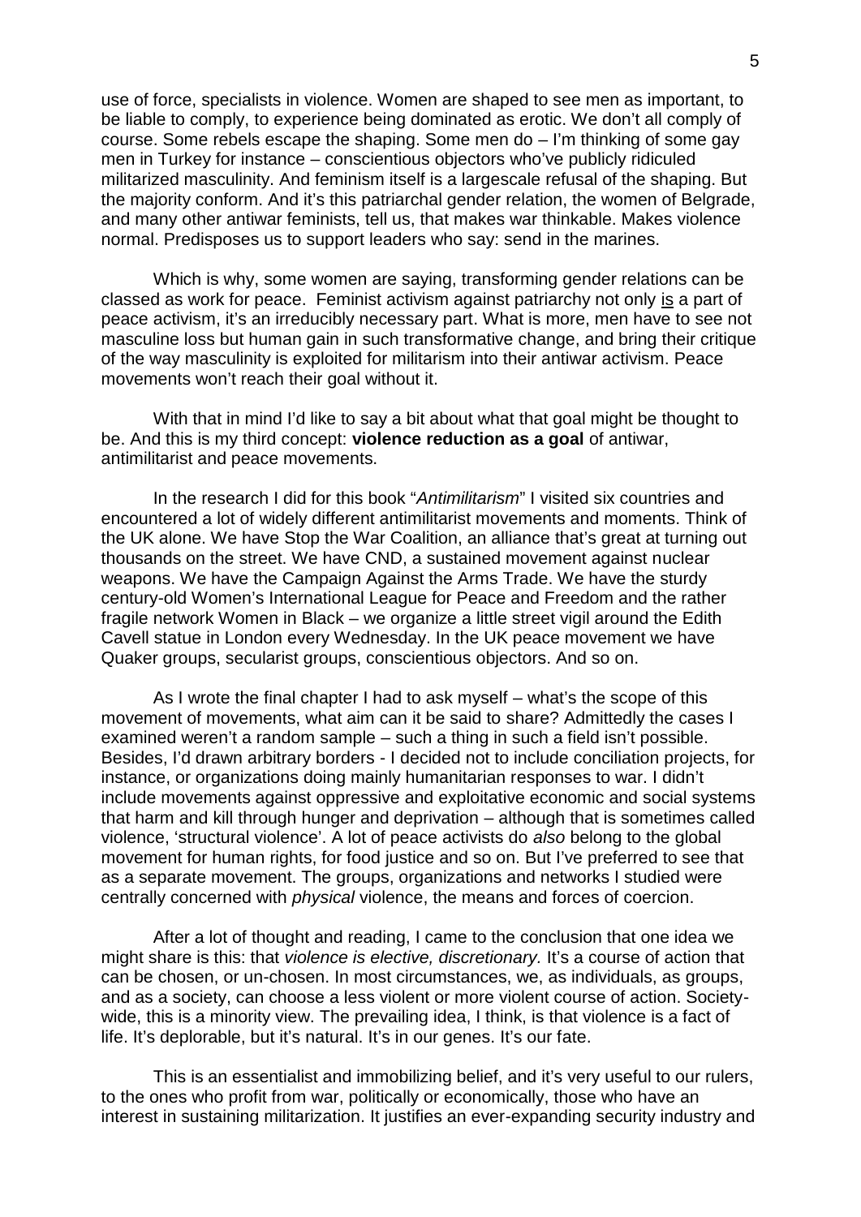use of force, specialists in violence. Women are shaped to see men as important, to be liable to comply, to experience being dominated as erotic. We don't all comply of course. Some rebels escape the shaping. Some men do – I'm thinking of some gay men in Turkey for instance – conscientious objectors who've publicly ridiculed militarized masculinity. And feminism itself is a largescale refusal of the shaping. But the majority conform. And it's this patriarchal gender relation, the women of Belgrade, and many other antiwar feminists, tell us, that makes war thinkable. Makes violence normal. Predisposes us to support leaders who say: send in the marines.

Which is why, some women are saying, transforming gender relations can be classed as work for peace. Feminist activism against patriarchy not only <u>is</u> a part of peace activism, it's an irreducibly necessary part. What is more, men have to see not masculine loss but human gain in such transformative change, and bring their critique of the way masculinity is exploited for militarism into their antiwar activism. Peace movements won't reach their goal without it.

With that in mind I'd like to say a bit about what that goal might be thought to be. And this is my third concept: **violence reduction as a goal** of antiwar, antimilitarist and peace movements.

In the research I did for this book "*Antimilitarism*" I visited six countries and encountered a lot of widely different antimilitarist movements and moments. Think of the UK alone. We have Stop the War Coalition, an alliance that's great at turning out thousands on the street. We have CND, a sustained movement against nuclear weapons. We have the Campaign Against the Arms Trade. We have the sturdy century-old Women's International League for Peace and Freedom and the rather fragile network Women in Black – we organize a little street vigil around the Edith Cavell statue in London every Wednesday. In the UK peace movement we have Quaker groups, secularist groups, conscientious objectors. And so on.

As I wrote the final chapter I had to ask myself – what's the scope of this movement of movements, what aim can it be said to share? Admittedly the cases I examined weren't a random sample – such a thing in such a field isn't possible. Besides, I'd drawn arbitrary borders - I decided not to include conciliation projects, for instance, or organizations doing mainly humanitarian responses to war. I didn't include movements against oppressive and exploitative economic and social systems that harm and kill through hunger and deprivation – although that is sometimes called violence, 'structural violence'. A lot of peace activists do *also* belong to the global movement for human rights, for food justice and so on. But I've preferred to see that as a separate movement. The groups, organizations and networks I studied were centrally concerned with *physical* violence, the means and forces of coercion.

After a lot of thought and reading, I came to the conclusion that one idea we might share is this: that *violence is elective, discretionary.* It's a course of action that can be chosen, or un-chosen. In most circumstances, we, as individuals, as groups, and as a society, can choose a less violent or more violent course of action. Society-wide, this is a minority view. The prevailing idea, I think, is that violence is a fact of life. It's deplorable, but it's natural. It's in our genes. It's our fate.

This is an essentialist and immobilizing belief, and it's very useful to our rulers, to the ones who profit from war, politically or economically, those who have an interest in sustaining militarization. It justifies an ever-expanding security industry and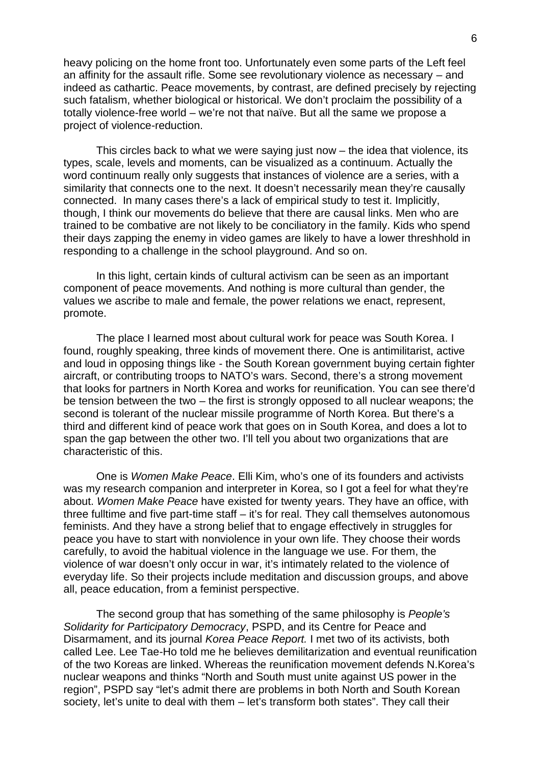heavy policing on the home front too. Unfortunately even some parts of the Left feel an affinity for the assault rifle. Some see revolutionary violence as necessary – and indeed as cathartic. Peace movements, by contrast, are defined precisely by rejecting such fatalism, whether biological or historical. We don't proclaim the possibility of a totally violence-free world – we're not that naïve. But all the same we propose a project of violence-reduction.

This circles back to what we were saying just now – the idea that violence, its types, scale, levels and moments, can be visualized as a continuum. Actually the word continuum really only suggests that instances of violence are a series, with a similarity that connects one to the next. It doesn't necessarily mean they're causally connected. In many cases there's a lack of empirical study to test it. Implicitly, though, I think our movements do believe that there are causal links. Men who are trained to be combative are not likely to be conciliatory in the family. Kids who spend their days zapping the enemy in video games are likely to have a lower threshhold in responding to a challenge in the school playground. And so on.

In this light, certain kinds of cultural activism can be seen as an important component of peace movements. And nothing is more cultural than gender, the values we ascribe to male and female, the power relations we enact, represent, promote.

The place I learned most about cultural work for peace was South Korea. I found, roughly speaking, three kinds of movement there. One is antimilitarist, active and loud in opposing things like - the South Korean government buying certain fighter aircraft, or contributing troops to NATO's wars. Second, there's a strong movement that looks for partners in North Korea and works for reunification. You can see there'd be tension between the two – the first is strongly opposed to all nuclear weapons; the second is tolerant of the nuclear missile programme of North Korea. But there's a third and different kind of peace work that goes on in South Korea, and does a lot to span the gap between the other two. I'll tell you about two organizations that are characteristic of this.

One is *Women Make Peace*. Elli Kim, who's one of its founders and activists was my research companion and interpreter in Korea, so I got a feel for what they're about. *Women Make Peace* have existed for twenty years. They have an office, with three fulltime and five part-time staff – it's for real. They call themselves autonomous feminists. And they have a strong belief that to engage effectively in struggles for peace you have to start with nonviolence in your own life. They choose their words carefully, to avoid the habitual violence in the language we use. For them, the violence of war doesn't only occur in war, it's intimately related to the violence of everyday life. So their projects include meditation and discussion groups, and above all, peace education, from a feminist perspective.

The second group that has something of the same philosophy is *People's Solidarity for Participatory Democracy*, PSPD, and its Centre for Peace and Disarmament, and its journal *Korea Peace Report.* I met two of its activists, both called Lee. Lee Tae-Ho told me he believes demilitarization and eventual reunification of the two Koreas are linked. Whereas the reunification movement defends N.Korea's nuclear weapons and thinks "North and South must unite against US power in the region", PSPD say "let's admit there are problems in both North and South Korean society, let's unite to deal with them – let's transform both states". They call their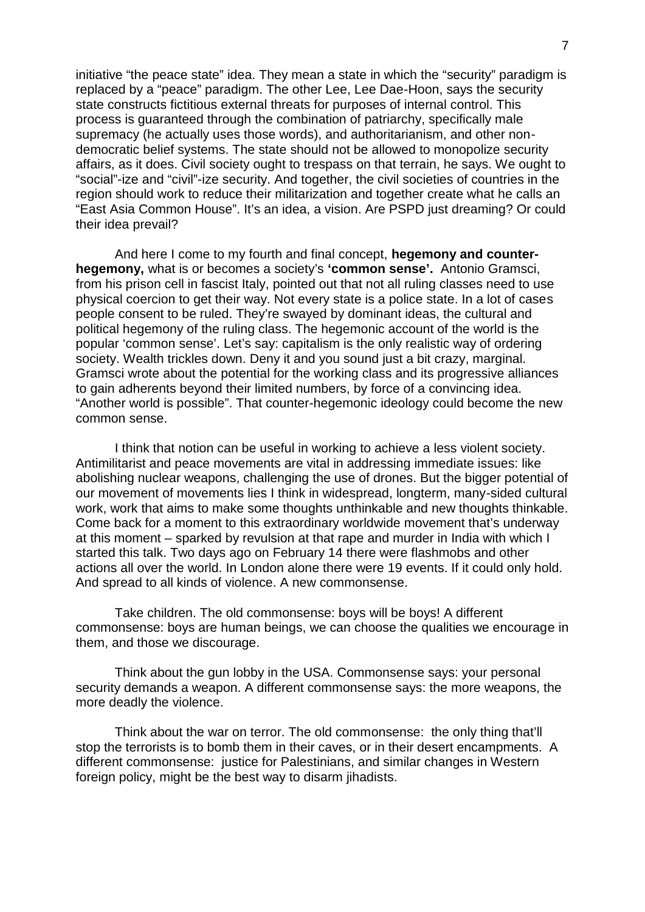initiative "the peace state" idea. They mean a state in which the "security" paradigm is replaced by a "peace" paradigm. The other Lee, Lee Dae-Hoon, says the security state constructs fictitious external threats for purposes of internal control. This process is guaranteed through the combination of patriarchy, specifically male supremacy (he actually uses those words), and authoritarianism, and other non-democratic belief systems. The state should not be allowed to monopolize security affairs, as it does. Civil society ought to trespass on that terrain, he says. We ought to "social"-ize and "civil"-ize security. And together, the civil societies of countries in the region should work to reduce their militarization and together create what he calls an "East Asia Common House". It's an idea, a vision. Are PSPD just dreaming? Or could their idea prevail?

And here I come to my fourth and final concept, **hegemony and counter-hegemony,** what is or becomes a society's **'common sense'.** Antonio Gramsci, from his prison cell in fascist Italy, pointed out that not all ruling classes need to use physical coercion to get their way. Not every state is a police state. In a lot of cases people consent to be ruled. They're swayed by dominant ideas, the cultural and political hegemony of the ruling class. The hegemonic account of the world is the popular 'common sense'. Let's say: capitalism is the only realistic way of ordering society. Wealth trickles down. Deny it and you sound just a bit crazy, marginal. Gramsci wrote about the potential for the working class and its progressive alliances to gain adherents beyond their limited numbers, by force of a convincing idea. "Another world is possible". That counter-hegemonic ideology could become the new common sense.

I think that notion can be useful in working to achieve a less violent society. Antimilitarist and peace movements are vital in addressing immediate issues: like abolishing nuclear weapons, challenging the use of drones. But the bigger potential of our movement of movements lies I think in widespread, longterm, many-sided cultural work, work that aims to make some thoughts unthinkable and new thoughts thinkable. Come back for a moment to this extraordinary worldwide movement that's underway at this moment – sparked by revulsion at that rape and murder in India with which I started this talk. Two days ago on February 14 there were flashmobs and other actions all over the world. In London alone there were 19 events. If it could only hold. And spread to all kinds of violence. A new commonsense.

Take children. The old commonsense: boys will be boys! A different commonsense: boys are human beings, we can choose the qualities we encourage in them, and those we discourage.

Think about the gun lobby in the USA. Commonsense says: your personal security demands a weapon. A different commonsense says: the more weapons, the more deadly the violence.

Think about the war on terror. The old commonsense: the only thing that'll stop the terrorists is to bomb them in their caves, or in their desert encampments. A different commonsense: justice for Palestinians, and similar changes in Western foreign policy, might be the best way to disarm jihadists.